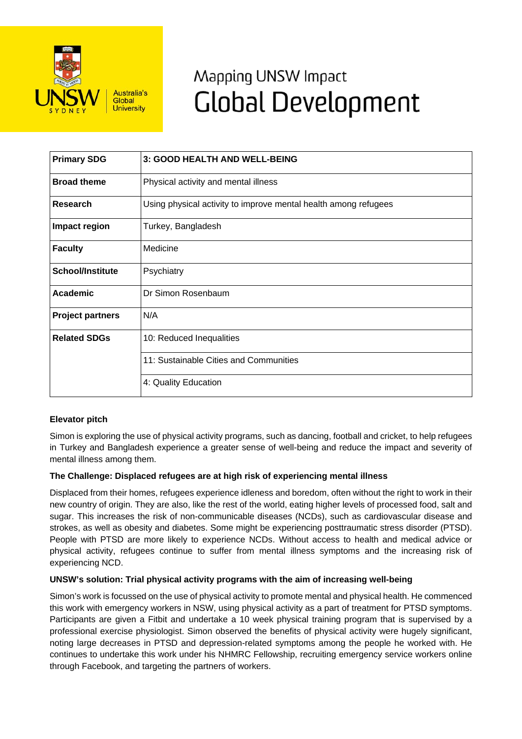# Mapping UNSW Impact
# Global Development

| Primary SDG | 3: GOOD HEALTH AND WELL-BEING |
|---|---|
| **Broad theme** | Physical activity and mental illness |
| **Research** | Using physical activity to improve mental health among refugees |
| **Impact region** | Turkey, Bangladesh |
| **Faculty** | Medicine |
| **School/Institute** | Psychiatry |
| **Academic** | Dr Simon Rosenbaum |
| **Project partners** | N/A |
| **Related SDGs** | 10: Reduced Inequalities |
| | 11: Sustainable Cities and Communities |
| | 4: Quality Education |

**Elevator pitch**

Simon is exploring the use of physical activity programs, such as dancing, football and cricket, to help refugees in Turkey and Bangladesh experience a greater sense of well-being and reduce the impact and severity of mental illness among them.

**The Challenge: Displaced refugees are at high risk of experiencing mental illness**

Displaced from their homes, refugees experience idleness and boredom, often without the right to work in their new country of origin. They are also, like the rest of the world, eating higher levels of processed food, salt and sugar. This increases the risk of non-communicable diseases (NCDs), such as cardiovascular disease and strokes, as well as obesity and diabetes. Some might be experiencing posttraumatic stress disorder (PTSD). People with PTSD are more likely to experience NCDs. Without access to health and medical advice or physical activity, refugees continue to suffer from mental illness symptoms and the increasing risk of experiencing NCD.

**UNSW's solution: Trial physical activity programs with the aim of increasing well-being**

Simon's work is focussed on the use of physical activity to promote mental and physical health. He commenced this work with emergency workers in NSW, using physical activity as a part of treatment for PTSD symptoms. Participants are given a Fitbit and undertake a 10 week physical training program that is supervised by a professional exercise physiologist. Simon observed the benefits of physical activity were hugely significant, noting large decreases in PTSD and depression-related symptoms among the people he worked with. He continues to undertake this work under his NHMRC Fellowship, recruiting emergency service workers online through Facebook, and targeting the partners of workers.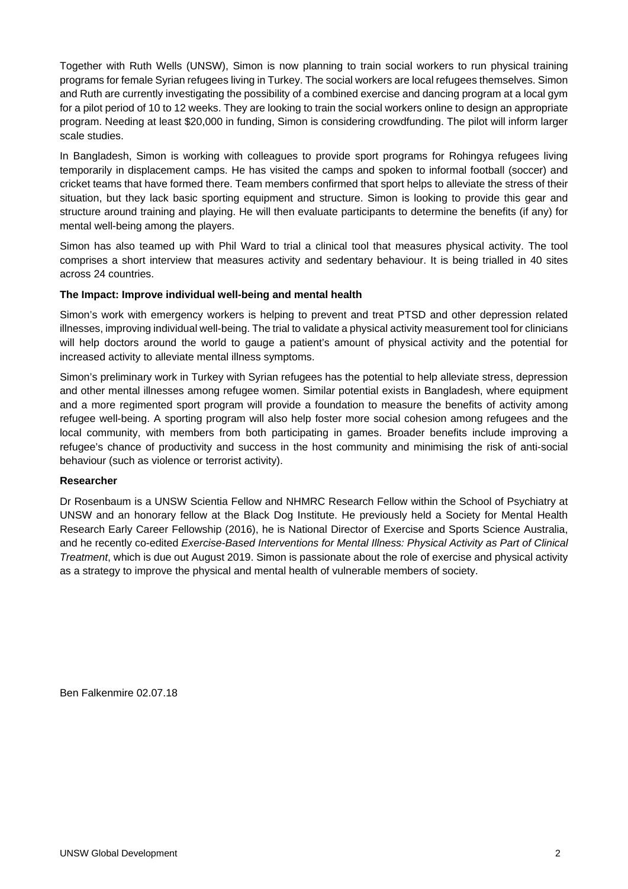Together with Ruth Wells (UNSW), Simon is now planning to train social workers to run physical training programs for female Syrian refugees living in Turkey. The social workers are local refugees themselves. Simon and Ruth are currently investigating the possibility of a combined exercise and dancing program at a local gym for a pilot period of 10 to 12 weeks. They are looking to train the social workers online to design an appropriate program. Needing at least $20,000 in funding, Simon is considering crowdfunding. The pilot will inform larger scale studies.

In Bangladesh, Simon is working with colleagues to provide sport programs for Rohingya refugees living temporarily in displacement camps. He has visited the camps and spoken to informal football (soccer) and cricket teams that have formed there. Team members confirmed that sport helps to alleviate the stress of their situation, but they lack basic sporting equipment and structure. Simon is looking to provide this gear and structure around training and playing. He will then evaluate participants to determine the benefits (if any) for mental well-being among the players.

Simon has also teamed up with Phil Ward to trial a clinical tool that measures physical activity. The tool comprises a short interview that measures activity and sedentary behaviour. It is being trialled in 40 sites across 24 countries.

**The Impact: Improve individual well-being and mental health**

Simon's work with emergency workers is helping to prevent and treat PTSD and other depression related illnesses, improving individual well-being. The trial to validate a physical activity measurement tool for clinicians will help doctors around the world to gauge a patient's amount of physical activity and the potential for increased activity to alleviate mental illness symptoms.

Simon's preliminary work in Turkey with Syrian refugees has the potential to help alleviate stress, depression and other mental illnesses among refugee women. Similar potential exists in Bangladesh, where equipment and a more regimented sport program will provide a foundation to measure the benefits of activity among refugee well-being. A sporting program will also help foster more social cohesion among refugees and the local community, with members from both participating in games. Broader benefits include improving a refugee's chance of productivity and success in the host community and minimising the risk of anti-social behaviour (such as violence or terrorist activity).

**Researcher**

Dr Rosenbaum is a UNSW Scientia Fellow and NHMRC Research Fellow within the School of Psychiatry at UNSW and an honorary fellow at the Black Dog Institute. He previously held a Society for Mental Health Research Early Career Fellowship (2016), he is National Director of Exercise and Sports Science Australia, and he recently co-edited *Exercise-Based Interventions for Mental Illness: Physical Activity as Part of Clinical Treatment*, which is due out August 2019. Simon is passionate about the role of exercise and physical activity as a strategy to improve the physical and mental health of vulnerable members of society.

Ben Falkenmire 02.07.18